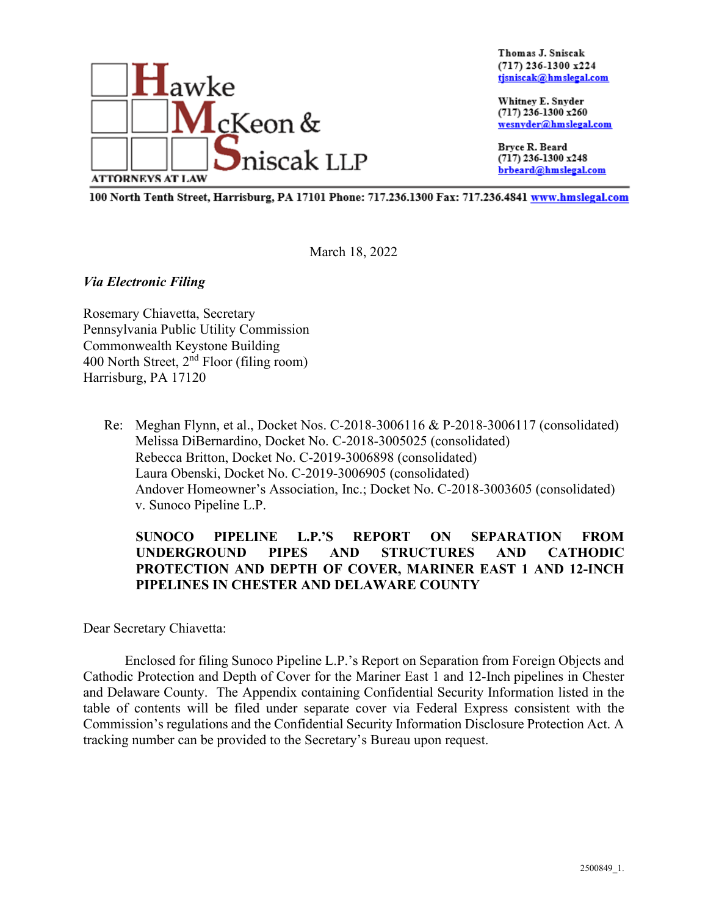**Hawke McKeon & Sniscak LLP**
ATTORNEYS AT LAW

Thomas J. Sniscak
(717) 236-1300 x224
tjsniscak@hmslegal.com

Whitney E. Snyder
(717) 236-1300 x260
wesnyder@hmslegal.com

Bryce R. Beard
(717) 236-1300 x248
brbeard@hmslegal.com

100 North Tenth Street, Harrisburg, PA 17101 Phone: 717.236.1300 Fax: 717.236.4841 www.hmslegal.com

March 18, 2022

***Via Electronic Filing***

Rosemary Chiavetta, Secretary
Pennsylvania Public Utility Commission
Commonwealth Keystone Building
400 North Street, 2nd Floor (filing room)
Harrisburg, PA 17120

Re: Meghan Flynn, et al., Docket Nos. C-2018-3006116 & P-2018-3006117 (consolidated)
Melissa DiBernardino, Docket No. C-2018-3005025 (consolidated)
Rebecca Britton, Docket No. C-2019-3006898 (consolidated)
Laura Obenski, Docket No. C-2019-3006905 (consolidated)
Andover Homeowner's Association, Inc.; Docket No. C-2018-3003605 (consolidated)
v. Sunoco Pipeline L.P.

**SUNOCO PIPELINE L.P.'S REPORT ON SEPARATION FROM UNDERGROUND PIPES AND STRUCTURES AND CATHODIC PROTECTION AND DEPTH OF COVER, MARINER EAST 1 AND 12-INCH PIPELINES IN CHESTER AND DELAWARE COUNTY**

Dear Secretary Chiavetta:

Enclosed for filing Sunoco Pipeline L.P.'s Report on Separation from Foreign Objects and Cathodic Protection and Depth of Cover for the Mariner East 1 and 12-Inch pipelines in Chester and Delaware County. The Appendix containing Confidential Security Information listed in the table of contents will be filed under separate cover via Federal Express consistent with the Commission's regulations and the Confidential Security Information Disclosure Protection Act. A tracking number can be provided to the Secretary's Bureau upon request.

2500849_1.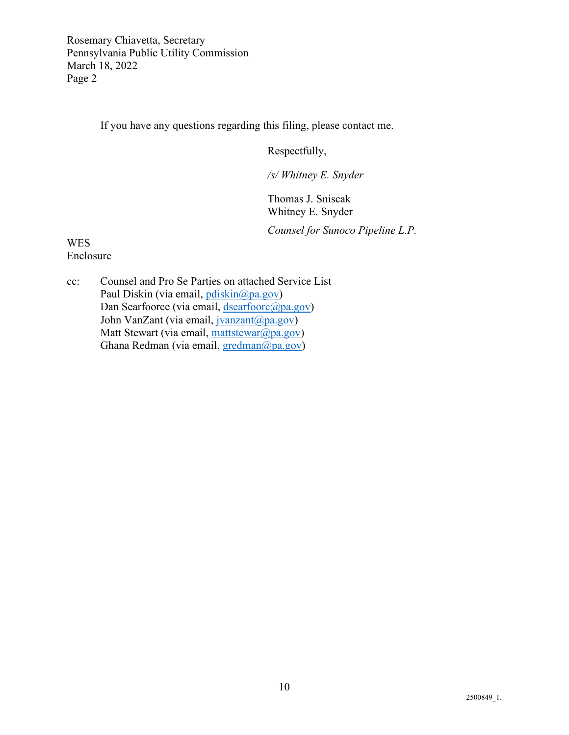If you have any questions regarding this filing, please contact me.

Respectfully,

*/s/ Whitney E. Snyder*

Thomas J. Sniscak
Whitney E. Snyder

*Counsel for Sunoco Pipeline L.P.*

WES
Enclosure

cc: Counsel and Pro Se Parties on attached Service List
Paul Diskin (via email, pdiskin@pa.gov)
Dan Searfoorce (via email, dsearfoorc@pa.gov)
John VanZant (via email, jvanzant@pa.gov)
Matt Stewart (via email, mattstewar@pa.gov)
Ghana Redman (via email, gredman@pa.gov)

2500849_1.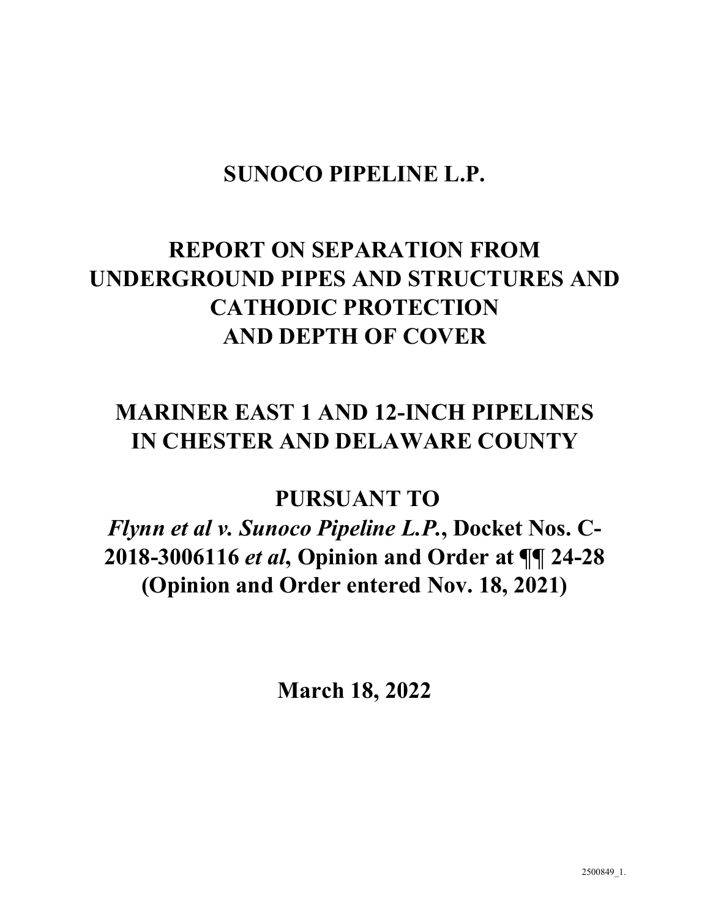# SUNOCO PIPELINE L.P.

# REPORT ON SEPARATION FROM UNDERGROUND PIPES AND STRUCTURES AND CATHODIC PROTECTION AND DEPTH OF COVER

# MARINER EAST 1 AND 12-INCH PIPELINES IN CHESTER AND DELAWARE COUNTY

# PURSUANT TO

## *Flynn et al v. Sunoco Pipeline L.P.*, Docket Nos. C-2018-3006116 *et al*, Opinion and Order at ¶¶ 24-28 (Opinion and Order entered Nov. 18, 2021)

**March 18, 2022**

2500849_1.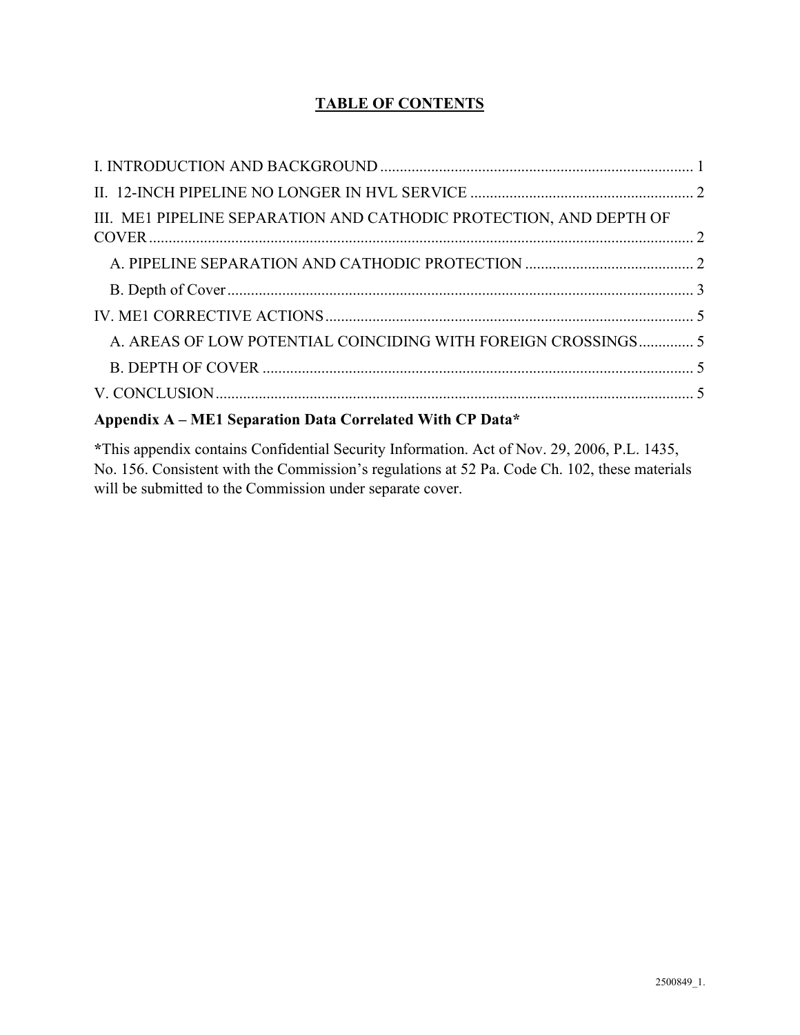# TABLE OF CONTENTS

I. INTRODUCTION AND BACKGROUND ........................................................................ 1

II. 12-INCH PIPELINE NO LONGER IN HVL SERVICE ........................................................ 2

III. ME1 PIPELINE SEPARATION AND CATHODIC PROTECTION, AND DEPTH OF COVER ........................................................................................................................... 2

- A. PIPELINE SEPARATION AND CATHODIC PROTECTION ........................................... 2
- B. Depth of Cover ....................................................................................................... 3

IV. ME1 CORRECTIVE ACTIONS ............................................................................. 5

- A. AREAS OF LOW POTENTIAL COINCIDING WITH FOREIGN CROSSINGS .............. 5
- B. DEPTH OF COVER ............................................................................................. 5

V. CONCLUSION ......................................................................................................... 5

**Appendix A – ME1 Separation Data Correlated With CP Data***

***This appendix contains Confidential Security Information. Act of Nov. 29, 2006, P.L. 1435, No. 156. Consistent with the Commission's regulations at 52 Pa. Code Ch. 102, these materials will be submitted to the Commission under separate cover.

2500849_1.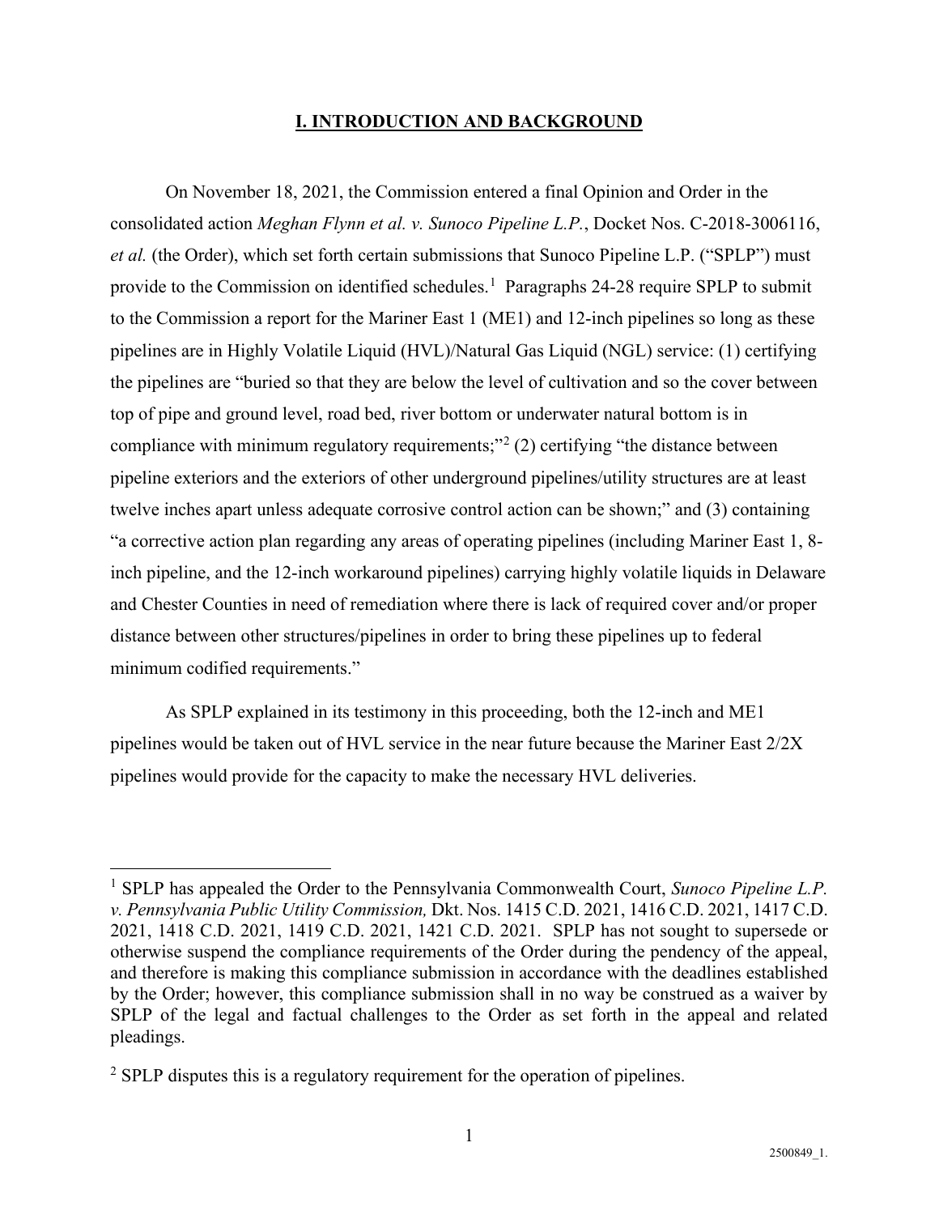## I. INTRODUCTION AND BACKGROUND

On November 18, 2021, the Commission entered a final Opinion and Order in the consolidated action *Meghan Flynn et al. v. Sunoco Pipeline L.P.*, Docket Nos. C-2018-3006116, *et al.* (the Order), which set forth certain submissions that Sunoco Pipeline L.P. ("SPLP") must provide to the Commission on identified schedules.[1] Paragraphs 24-28 require SPLP to submit to the Commission a report for the Mariner East 1 (ME1) and 12-inch pipelines so long as these pipelines are in Highly Volatile Liquid (HVL)/Natural Gas Liquid (NGL) service: (1) certifying the pipelines are "buried so that they are below the level of cultivation and so the cover between top of pipe and ground level, road bed, river bottom or underwater natural bottom is in compliance with minimum regulatory requirements;"[2] (2) certifying "the distance between pipeline exteriors and the exteriors of other underground pipelines/utility structures are at least twelve inches apart unless adequate corrosive control action can be shown;" and (3) containing "a corrective action plan regarding any areas of operating pipelines (including Mariner East 1, 8-inch pipeline, and the 12-inch workaround pipelines) carrying highly volatile liquids in Delaware and Chester Counties in need of remediation where there is lack of required cover and/or proper distance between other structures/pipelines in order to bring these pipelines up to federal minimum codified requirements."

As SPLP explained in its testimony in this proceeding, both the 12-inch and ME1 pipelines would be taken out of HVL service in the near future because the Mariner East 2/2X pipelines would provide for the capacity to make the necessary HVL deliveries.

---

[1] SPLP has appealed the Order to the Pennsylvania Commonwealth Court, *Sunoco Pipeline L.P. v. Pennsylvania Public Utility Commission,* Dkt. Nos. 1415 C.D. 2021, 1416 C.D. 2021, 1417 C.D. 2021, 1418 C.D. 2021, 1419 C.D. 2021, 1421 C.D. 2021. SPLP has not sought to supersede or otherwise suspend the compliance requirements of the Order during the pendency of the appeal, and therefore is making this compliance submission in accordance with the deadlines established by the Order; however, this compliance submission shall in no way be construed as a waiver by SPLP of the legal and factual challenges to the Order as set forth in the appeal and related pleadings.

[2] SPLP disputes this is a regulatory requirement for the operation of pipelines.

2500849_1.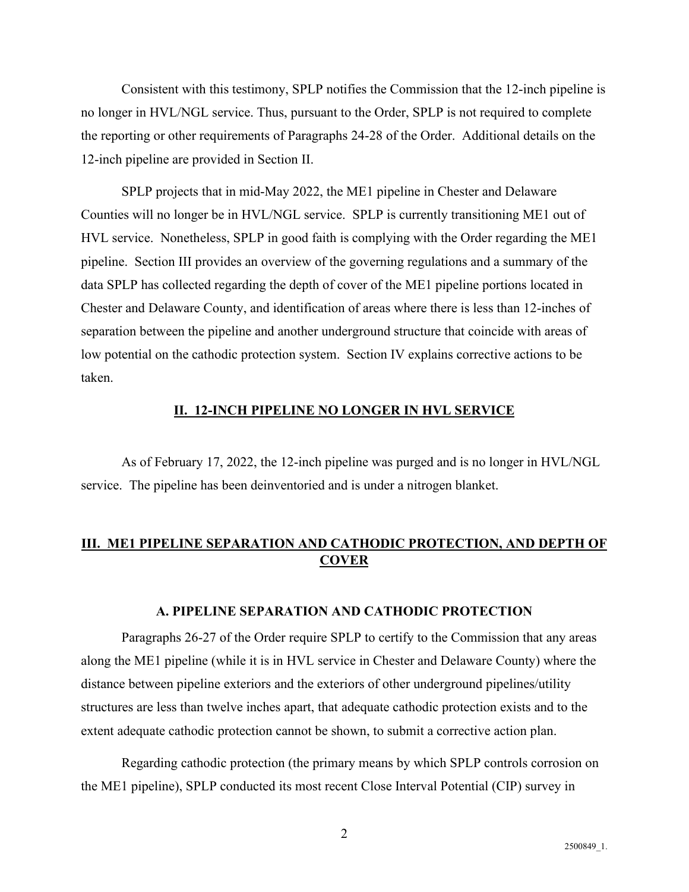Consistent with this testimony, SPLP notifies the Commission that the 12-inch pipeline is no longer in HVL/NGL service. Thus, pursuant to the Order, SPLP is not required to complete the reporting or other requirements of Paragraphs 24-28 of the Order. Additional details on the 12-inch pipeline are provided in Section II.

SPLP projects that in mid-May 2022, the ME1 pipeline in Chester and Delaware Counties will no longer be in HVL/NGL service. SPLP is currently transitioning ME1 out of HVL service. Nonetheless, SPLP in good faith is complying with the Order regarding the ME1 pipeline. Section III provides an overview of the governing regulations and a summary of the data SPLP has collected regarding the depth of cover of the ME1 pipeline portions located in Chester and Delaware County, and identification of areas where there is less than 12-inches of separation between the pipeline and another underground structure that coincide with areas of low potential on the cathodic protection system. Section IV explains corrective actions to be taken.

## II. 12-INCH PIPELINE NO LONGER IN HVL SERVICE

As of February 17, 2022, the 12-inch pipeline was purged and is no longer in HVL/NGL service. The pipeline has been deinventoried and is under a nitrogen blanket.

## III. ME1 PIPELINE SEPARATION AND CATHODIC PROTECTION, AND DEPTH OF COVER

### A. PIPELINE SEPARATION AND CATHODIC PROTECTION

Paragraphs 26-27 of the Order require SPLP to certify to the Commission that any areas along the ME1 pipeline (while it is in HVL service in Chester and Delaware County) where the distance between pipeline exteriors and the exteriors of other underground pipelines/utility structures are less than twelve inches apart, that adequate cathodic protection exists and to the extent adequate cathodic protection cannot be shown, to submit a corrective action plan.

Regarding cathodic protection (the primary means by which SPLP controls corrosion on the ME1 pipeline), SPLP conducted its most recent Close Interval Potential (CIP) survey in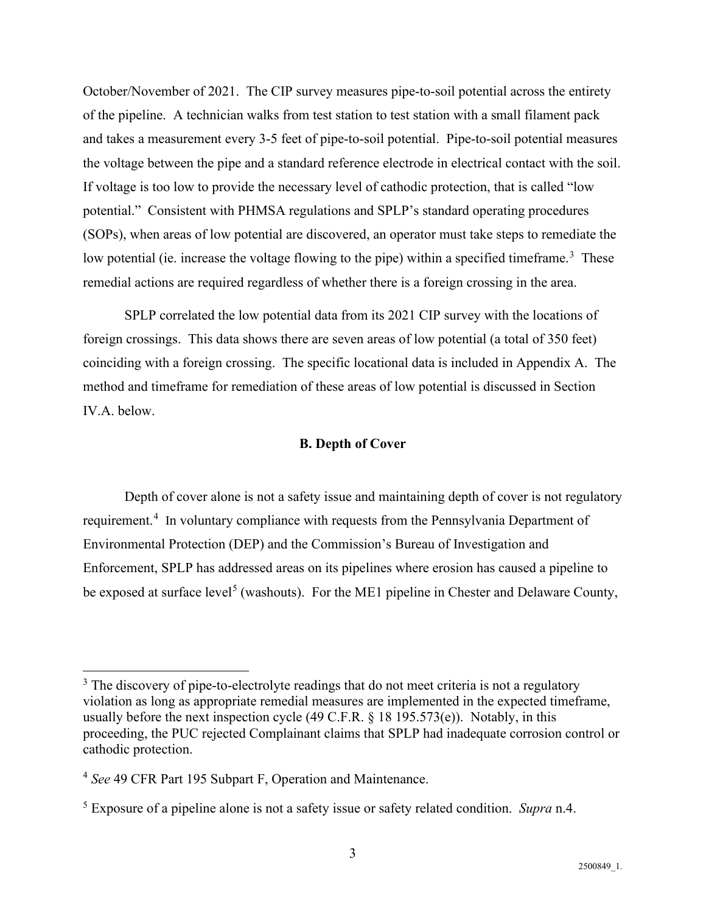October/November of 2021. The CIP survey measures pipe-to-soil potential across the entirety of the pipeline. A technician walks from test station to test station with a small filament pack and takes a measurement every 3-5 feet of pipe-to-soil potential. Pipe-to-soil potential measures the voltage between the pipe and a standard reference electrode in electrical contact with the soil. If voltage is too low to provide the necessary level of cathodic protection, that is called "low potential." Consistent with PHMSA regulations and SPLP's standard operating procedures (SOPs), when areas of low potential are discovered, an operator must take steps to remediate the low potential (ie. increase the voltage flowing to the pipe) within a specified timeframe.[3] These remedial actions are required regardless of whether there is a foreign crossing in the area.

SPLP correlated the low potential data from its 2021 CIP survey with the locations of foreign crossings. This data shows there are seven areas of low potential (a total of 350 feet) coinciding with a foreign crossing. The specific locational data is included in Appendix A. The method and timeframe for remediation of these areas of low potential is discussed in Section IV.A. below.

### B. Depth of Cover

Depth of cover alone is not a safety issue and maintaining depth of cover is not regulatory requirement.[4] In voluntary compliance with requests from the Pennsylvania Department of Environmental Protection (DEP) and the Commission's Bureau of Investigation and Enforcement, SPLP has addressed areas on its pipelines where erosion has caused a pipeline to be exposed at surface level[5] (washouts). For the ME1 pipeline in Chester and Delaware County,

---

[3] The discovery of pipe-to-electrolyte readings that do not meet criteria is not a regulatory violation as long as appropriate remedial measures are implemented in the expected timeframe, usually before the next inspection cycle (49 C.F.R. § 18 195.573(e)). Notably, in this proceeding, the PUC rejected Complainant claims that SPLP had inadequate corrosion control or cathodic protection.

[4] *See* 49 CFR Part 195 Subpart F, Operation and Maintenance.

[5] Exposure of a pipeline alone is not a safety issue or safety related condition. *Supra* n.4.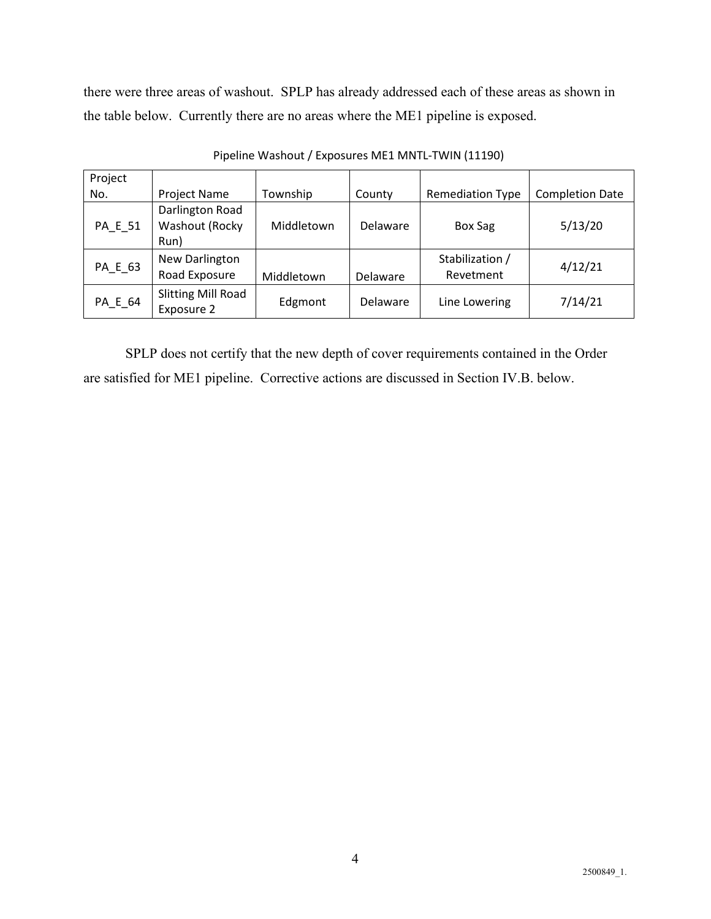there were three areas of washout. SPLP has already addressed each of these areas as shown in the table below. Currently there are no areas where the ME1 pipeline is exposed.

Pipeline Washout / Exposures ME1 MNTL-TWIN (11190)

| Project No. | Project Name | Township | County | Remediation Type | Completion Date |
|---|---|---|---|---|---|
| PA_E_51 | Darlington Road Washout (Rocky Run) | Middletown | Delaware | Box Sag | 5/13/20 |
| PA_E_63 | New Darlington Road Exposure | Middletown | Delaware | Stabilization / Revetment | 4/12/21 |
| PA_E_64 | Slitting Mill Road Exposure 2 | Edgmont | Delaware | Line Lowering | 7/14/21 |

SPLP does not certify that the new depth of cover requirements contained in the Order are satisfied for ME1 pipeline. Corrective actions are discussed in Section IV.B. below.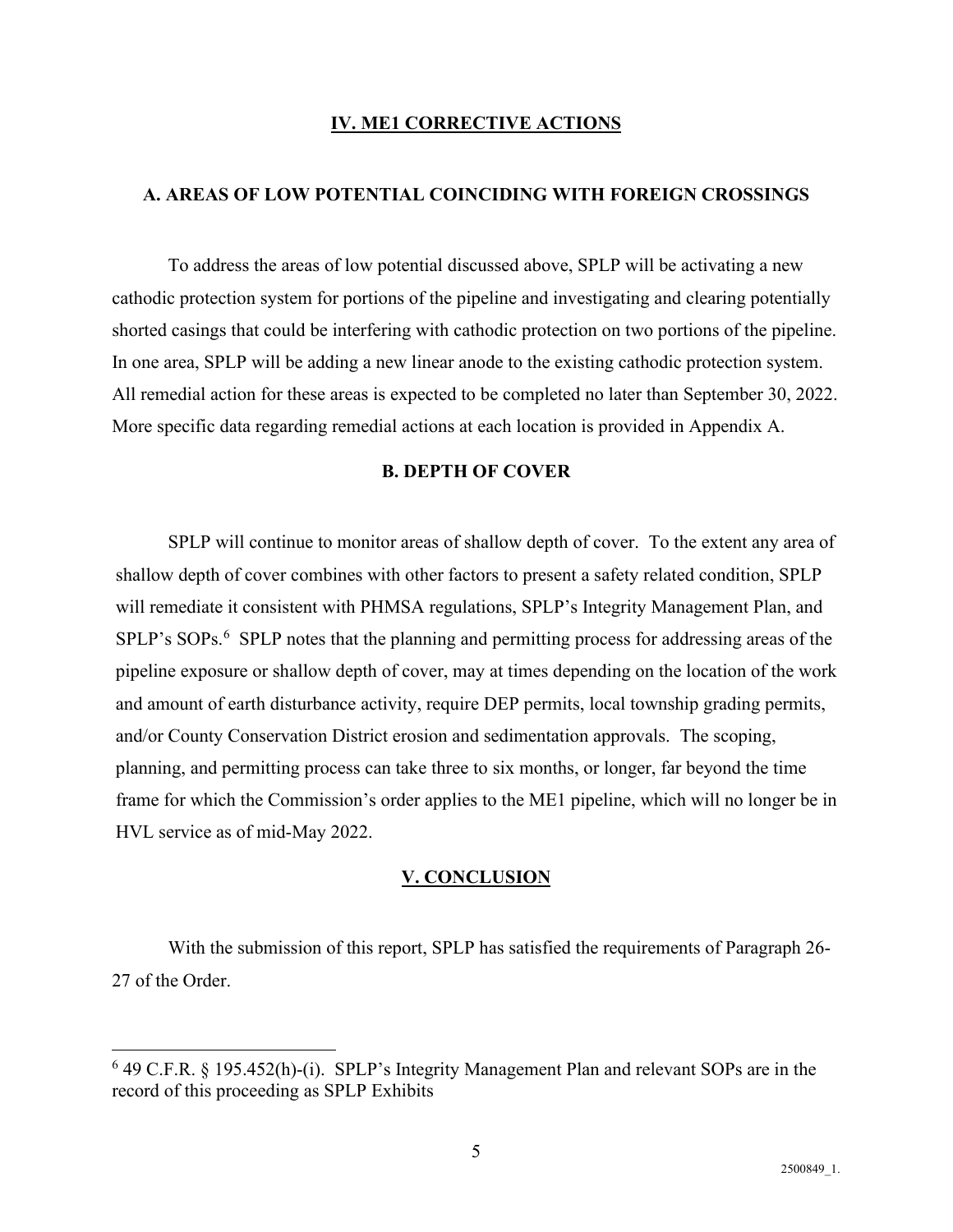## IV. ME1 CORRECTIVE ACTIONS

### A. AREAS OF LOW POTENTIAL COINCIDING WITH FOREIGN CROSSINGS

To address the areas of low potential discussed above, SPLP will be activating a new cathodic protection system for portions of the pipeline and investigating and clearing potentially shorted casings that could be interfering with cathodic protection on two portions of the pipeline. In one area, SPLP will be adding a new linear anode to the existing cathodic protection system. All remedial action for these areas is expected to be completed no later than September 30, 2022. More specific data regarding remedial actions at each location is provided in Appendix A.

### B. DEPTH OF COVER

SPLP will continue to monitor areas of shallow depth of cover. To the extent any area of shallow depth of cover combines with other factors to present a safety related condition, SPLP will remediate it consistent with PHMSA regulations, SPLP's Integrity Management Plan, and SPLP's SOPs.[6] SPLP notes that the planning and permitting process for addressing areas of the pipeline exposure or shallow depth of cover, may at times depending on the location of the work and amount of earth disturbance activity, require DEP permits, local township grading permits, and/or County Conservation District erosion and sedimentation approvals. The scoping, planning, and permitting process can take three to six months, or longer, far beyond the time frame for which the Commission's order applies to the ME1 pipeline, which will no longer be in HVL service as of mid-May 2022.

## V. CONCLUSION

With the submission of this report, SPLP has satisfied the requirements of Paragraph 26-27 of the Order.

---

[6] 49 C.F.R. § 195.452(h)-(i). SPLP's Integrity Management Plan and relevant SOPs are in the record of this proceeding as SPLP Exhibits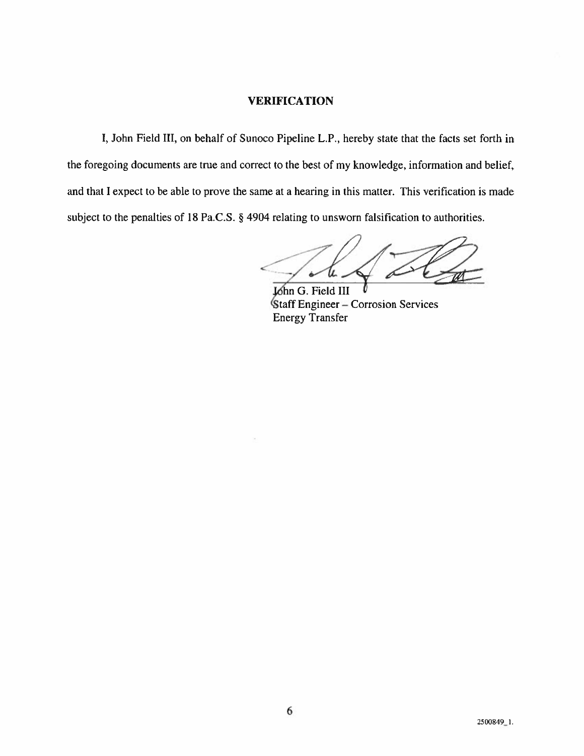## VERIFICATION

I, John Field III, on behalf of Sunoco Pipeline L.P., hereby state that the facts set forth in the foregoing documents are true and correct to the best of my knowledge, information and belief, and that I expect to be able to prove the same at a hearing in this matter. This verification is made subject to the penalties of 18 Pa.C.S. § 4904 relating to unsworn falsification to authorities.

John G. Field III
Staff Engineer – Corrosion Services
Energy Transfer

2500849_1.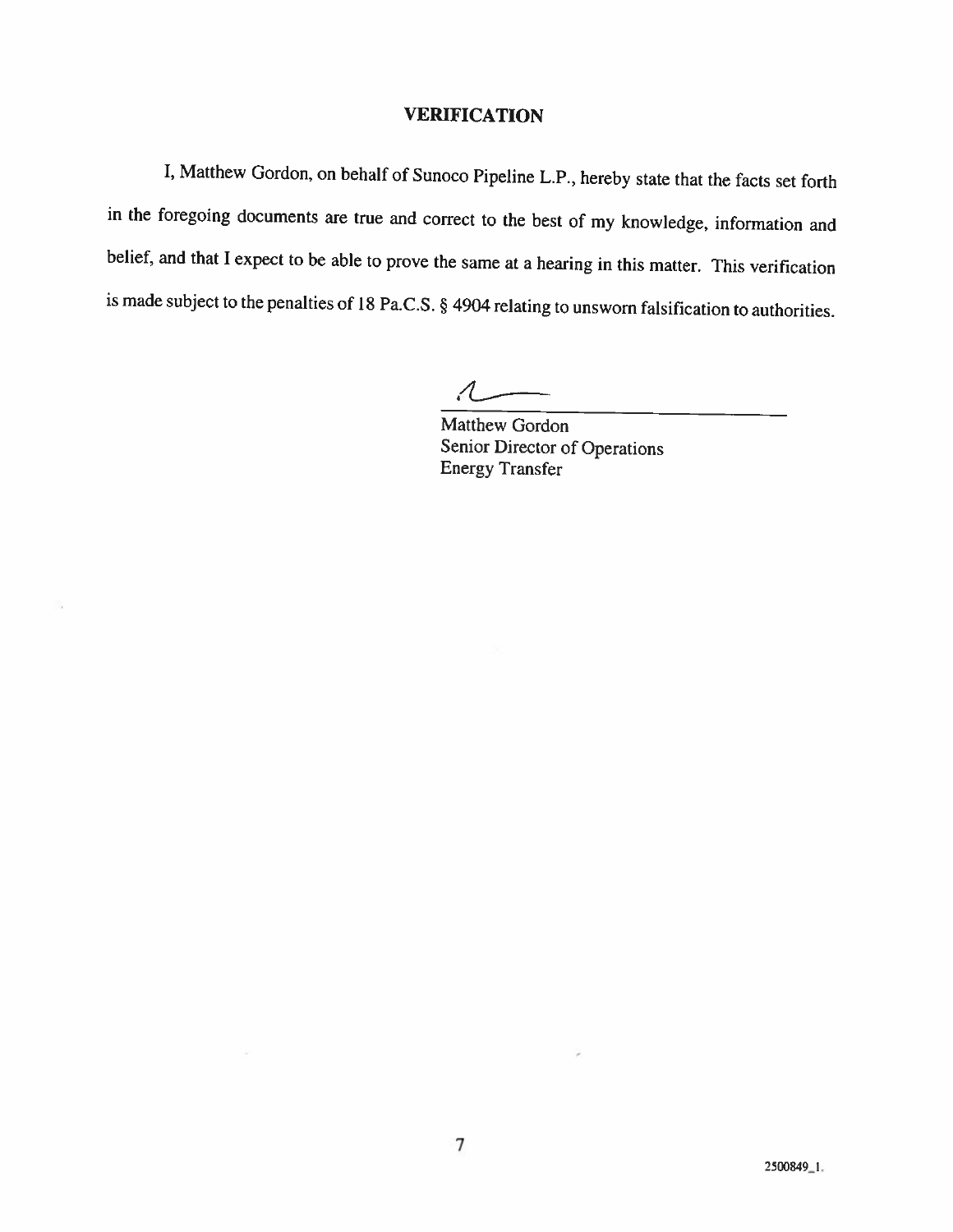# VERIFICATION

I, Matthew Gordon, on behalf of Sunoco Pipeline L.P., hereby state that the facts set forth in the foregoing documents are true and correct to the best of my knowledge, information and belief, and that I expect to be able to prove the same at a hearing in this matter. This verification is made subject to the penalties of 18 Pa.C.S. § 4904 relating to unsworn falsification to authorities.

Matthew Gordon
Senior Director of Operations
Energy Transfer

2500849_1.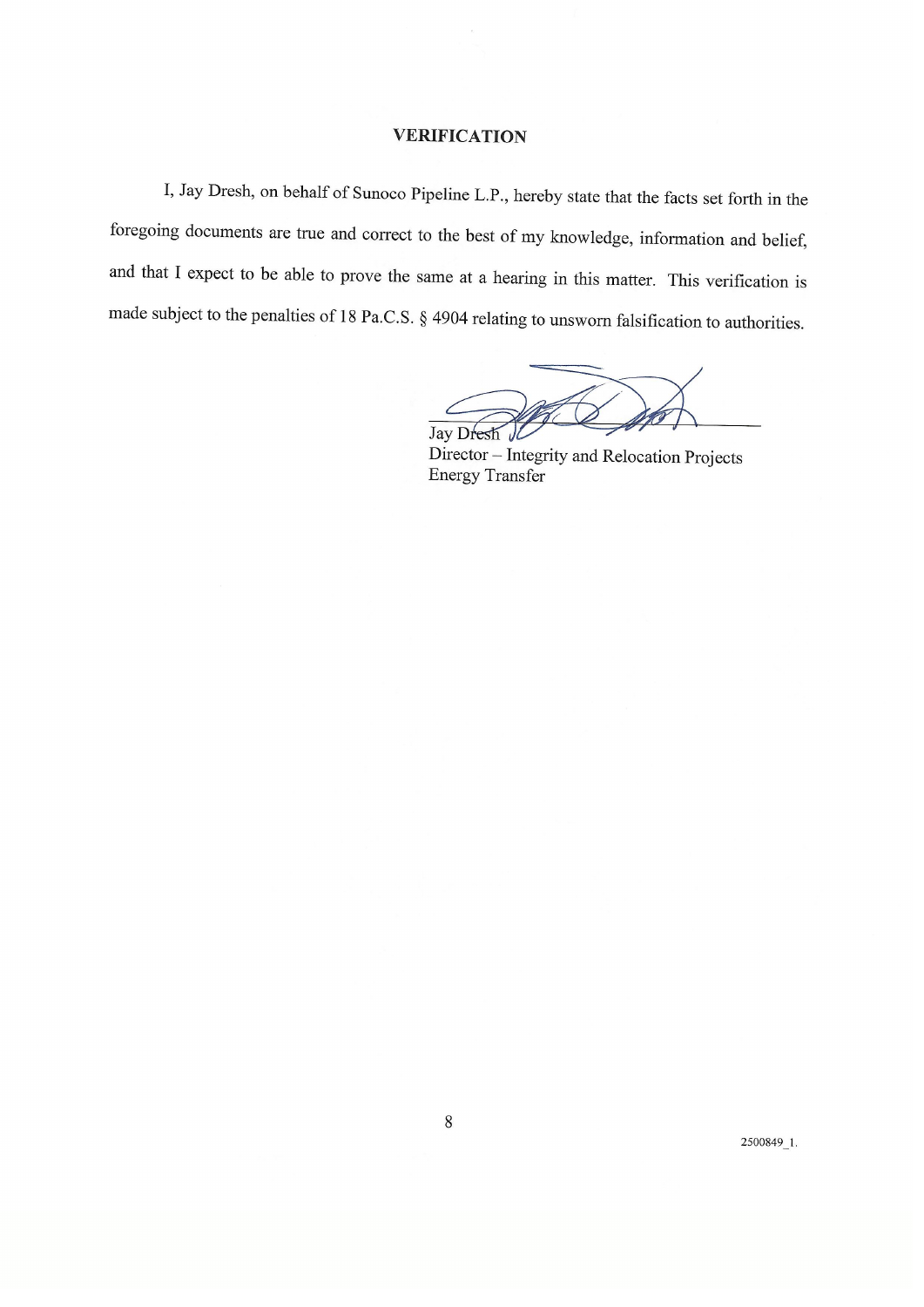## VERIFICATION

I, Jay Dresh, on behalf of Sunoco Pipeline L.P., hereby state that the facts set forth in the foregoing documents are true and correct to the best of my knowledge, information and belief, and that I expect to be able to prove the same at a hearing in this matter. This verification is made subject to the penalties of 18 Pa.C.S. § 4904 relating to unsworn falsification to authorities.

Jay Dresh
Director – Integrity and Relocation Projects
Energy Transfer

2500849_1.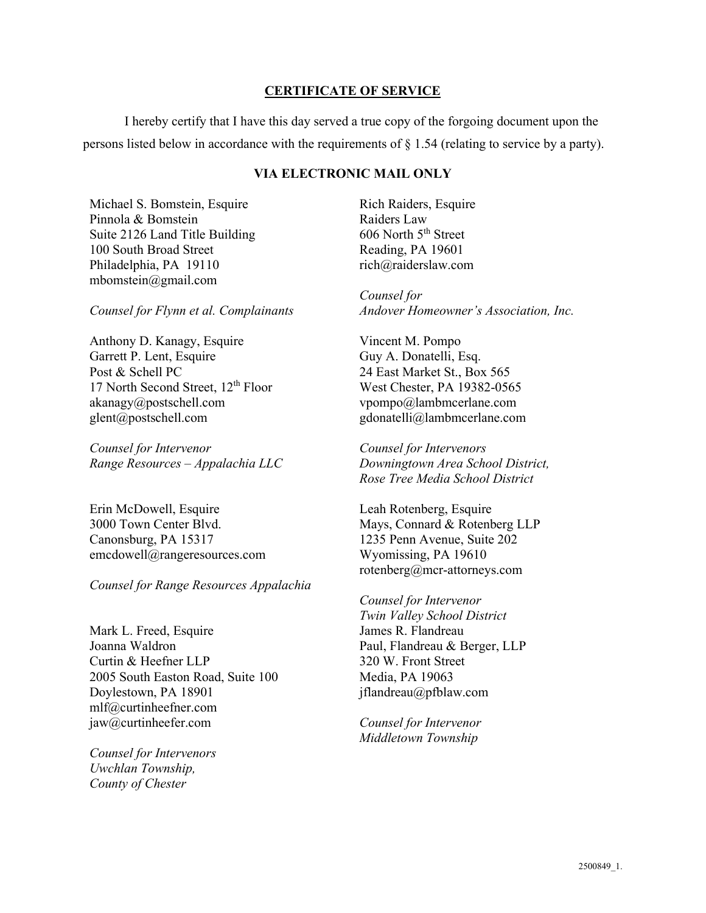## CERTIFICATE OF SERVICE

I hereby certify that I have this day served a true copy of the forgoing document upon the persons listed below in accordance with the requirements of § 1.54 (relating to service by a party).

### VIA ELECTRONIC MAIL ONLY

Michael S. Bomstein, Esquire
Pinnola & Bomstein
Suite 2126 Land Title Building
100 South Broad Street
Philadelphia, PA 19110
mbomstein@gmail.com

*Counsel for Flynn et al. Complainants*

Anthony D. Kanagy, Esquire
Garrett P. Lent, Esquire
Post & Schell PC
17 North Second Street, 12th Floor
akanagy@postschell.com
glent@postschell.com

*Counsel for Intervenor*
*Range Resources – Appalachia LLC*

Erin McDowell, Esquire
3000 Town Center Blvd.
Canonsburg, PA 15317
emcdowell@rangeresources.com

*Counsel for Range Resources Appalachia*

Mark L. Freed, Esquire
Joanna Waldron
Curtin & Heefner LLP
2005 South Easton Road, Suite 100
Doylestown, PA 18901
mlf@curtinheefner.com
jaw@curtinheefer.com

*Counsel for Intervenors*
*Uwchlan Township,*
*County of Chester*

Rich Raiders, Esquire
Raiders Law
606 North 5th Street
Reading, PA 19601
rich@raiderslaw.com

*Counsel for*
*Andover Homeowner's Association, Inc.*

Vincent M. Pompo
Guy A. Donatelli, Esq.
24 East Market St., Box 565
West Chester, PA 19382-0565
vpompo@lambmcerlane.com
gdonatelli@lambmcerlane.com

*Counsel for Intervenors*
*Downingtown Area School District,*
*Rose Tree Media School District*

Leah Rotenberg, Esquire
Mays, Connard & Rotenberg LLP
1235 Penn Avenue, Suite 202
Wyomissing, PA 19610
rotenberg@mcr-attorneys.com

*Counsel for Intervenor*
*Twin Valley School District*

James R. Flandreau
Paul, Flandreau & Berger, LLP
320 W. Front Street
Media, PA 19063
jflandreau@pfblaw.com

*Counsel for Intervenor*
*Middletown Township*

2500849_1.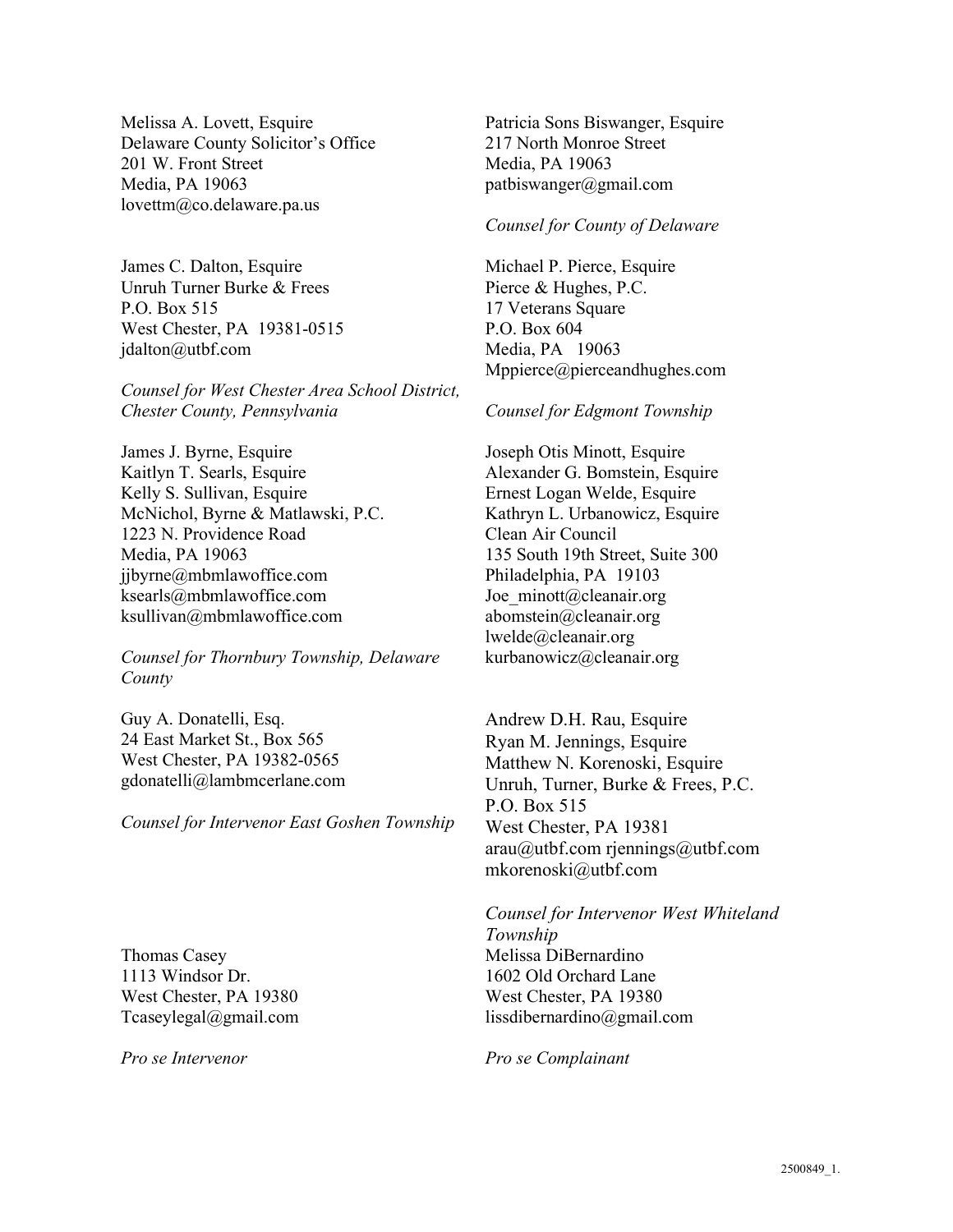Melissa A. Lovett, Esquire
Delaware County Solicitor's Office
201 W. Front Street
Media, PA 19063
lovettm@co.delaware.pa.us

Patricia Sons Biswanger, Esquire
217 North Monroe Street
Media, PA 19063
patbiswanger@gmail.com

*Counsel for County of Delaware*

James C. Dalton, Esquire
Unruh Turner Burke & Frees
P.O. Box 515
West Chester, PA 19381-0515
jdalton@utbf.com

*Counsel for West Chester Area School District, Chester County, Pennsylvania*

Michael P. Pierce, Esquire
Pierce & Hughes, P.C.
17 Veterans Square
P.O. Box 604
Media, PA 19063
Mppierce@pierceandhughes.com

*Counsel for Edgmont Township*

James J. Byrne, Esquire
Kaitlyn T. Searls, Esquire
Kelly S. Sullivan, Esquire
McNichol, Byrne & Matlawski, P.C.
1223 N. Providence Road
Media, PA 19063
jjbyrne@mbmlawoffice.com
ksearls@mbmlawoffice.com
ksullivan@mbmlawoffice.com

*Counsel for Thornbury Township, Delaware County*

Joseph Otis Minott, Esquire
Alexander G. Bomstein, Esquire
Ernest Logan Welde, Esquire
Kathryn L. Urbanowicz, Esquire
Clean Air Council
135 South 19th Street, Suite 300
Philadelphia, PA 19103
Joe_minott@cleanair.org
abomstein@cleanair.org
lwelde@cleanair.org
kurbanowicz@cleanair.org

Guy A. Donatelli, Esq.
24 East Market St., Box 565
West Chester, PA 19382-0565
gdonatelli@lambmcerlane.com

*Counsel for Intervenor East Goshen Township*

Andrew D.H. Rau, Esquire
Ryan M. Jennings, Esquire
Matthew N. Korenoski, Esquire
Unruh, Turner, Burke & Frees, P.C.
P.O. Box 515
West Chester, PA 19381
arau@utbf.com rjennings@utbf.com
mkorenoski@utbf.com

*Counsel for Intervenor West Whiteland Township*

Thomas Casey
1113 Windsor Dr.
West Chester, PA 19380
Tcaseylegal@gmail.com

*Pro se Intervenor*

Melissa DiBernardino
1602 Old Orchard Lane
West Chester, PA 19380
lissdibernardino@gmail.com

*Pro se Complainant*

2500849_1.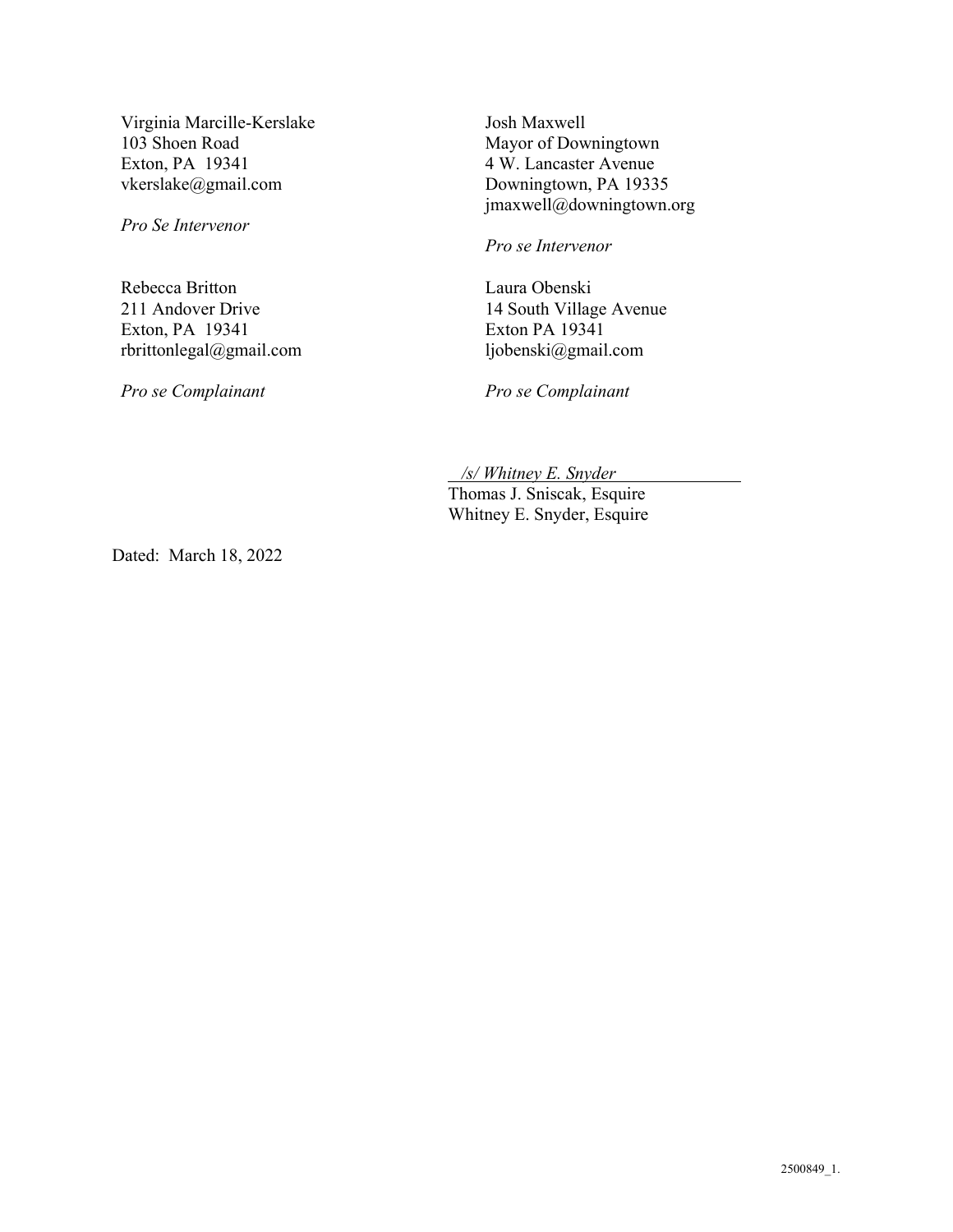Virginia Marcille-Kerslake
103 Shoen Road
Exton, PA 19341
vkerslake@gmail.com

*Pro Se Intervenor*

Josh Maxwell
Mayor of Downingtown
4 W. Lancaster Avenue
Downingtown, PA 19335
jmaxwell@downingtown.org

*Pro se Intervenor*

Rebecca Britton
211 Andover Drive
Exton, PA 19341
rbrittonlegal@gmail.com

*Pro se Complainant*

Laura Obenski
14 South Village Avenue
Exton PA 19341
ljobenski@gmail.com

*Pro se Complainant*

*/s/ Whitney E. Snyder*
Thomas J. Sniscak, Esquire
Whitney E. Snyder, Esquire

Dated: March 18, 2022

2500849_1.